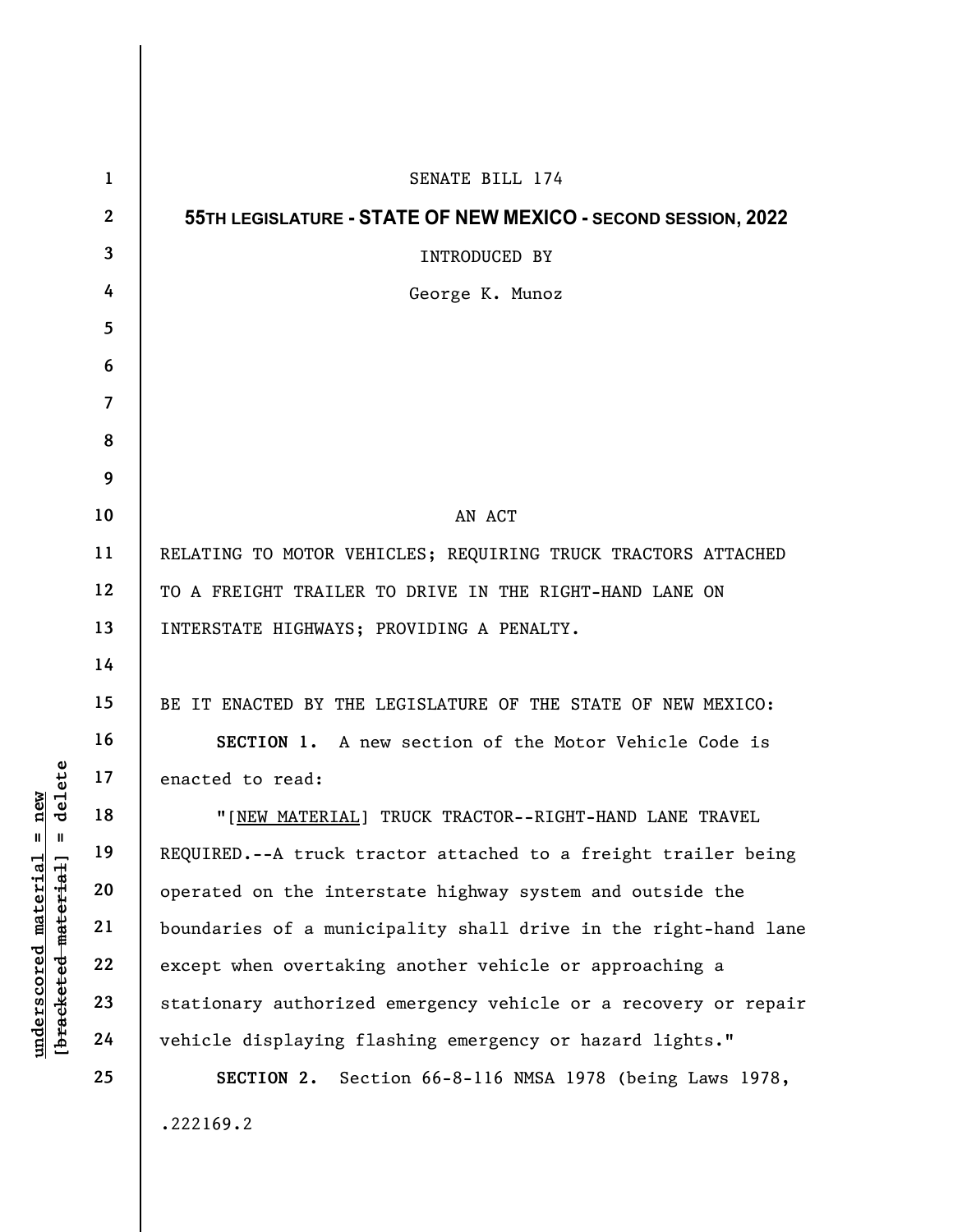SENATE BILL 174

**55TH LEGISLATURE - STATE OF NEW MEXICO - SECOND SESSION, 2022**

INTRODUCED BY

George K. Munoz

AN ACT

RELATING TO MOTOR VEHICLES; REQUIRING TRUCK TRACTORS ATTACHED TO A FREIGHT TRAILER TO DRIVE IN THE RIGHT-HAND LANE ON INTERSTATE HIGHWAYS; PROVIDING A PENALTY.

BE IT ENACTED BY THE LEGISLATURE OF THE STATE OF NEW MEXICO:

**SECTION 1.** A new section of the Motor Vehicle Code is enacted to read:

"[NEW MATERIAL] TRUCK TRACTOR--RIGHT-HAND LANE TRAVEL REQUIRED.--A truck tractor attached to a freight trailer being operated on the interstate highway system and outside the boundaries of a municipality shall drive in the right-hand lane except when overtaking another vehicle or approaching a stationary authorized emergency vehicle or a recovery or repair vehicle displaying flashing emergency or hazard lights."

**SECTION 2.** Section 66-8-116 NMSA 1978 (being Laws 1978,

.222169.2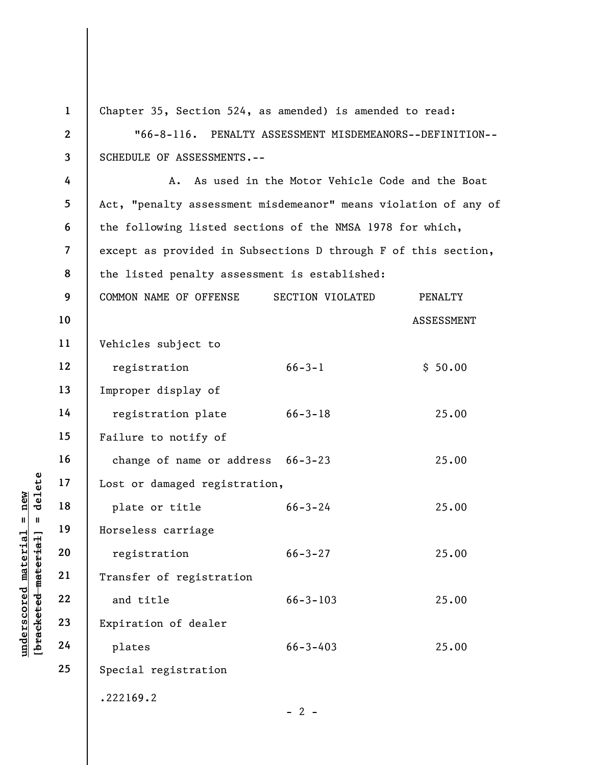Chapter 35, Section 524, as amended) is amended to read:

"66-8-116. PENALTY ASSESSMENT MISDEMEANORS--DEFINITION--SCHEDULE OF ASSESSMENTS.--

A. As used in the Motor Vehicle Code and the Boat Act, "penalty assessment misdemeanor" means violation of any of the following listed sections of the NMSA 1978 for which, except as provided in Subsections D through F of this section, the listed penalty assessment is established:

| COMMON NAME OF OFFENSE | SECTION VIOLATED | PENALTY ASSESSMENT |
|---|---|---|
| Vehicles subject to registration | 66-3-1 | $ 50.00 |
| Improper display of registration plate | 66-3-18 | 25.00 |
| Failure to notify of change of name or address | 66-3-23 | 25.00 |
| Lost or damaged registration, plate or title | 66-3-24 | 25.00 |
| Horseless carriage registration | 66-3-27 | 25.00 |
| Transfer of registration and title | 66-3-103 | 25.00 |
| Expiration of dealer plates | 66-3-403 | 25.00 |
| Special registration | | |

.222169.2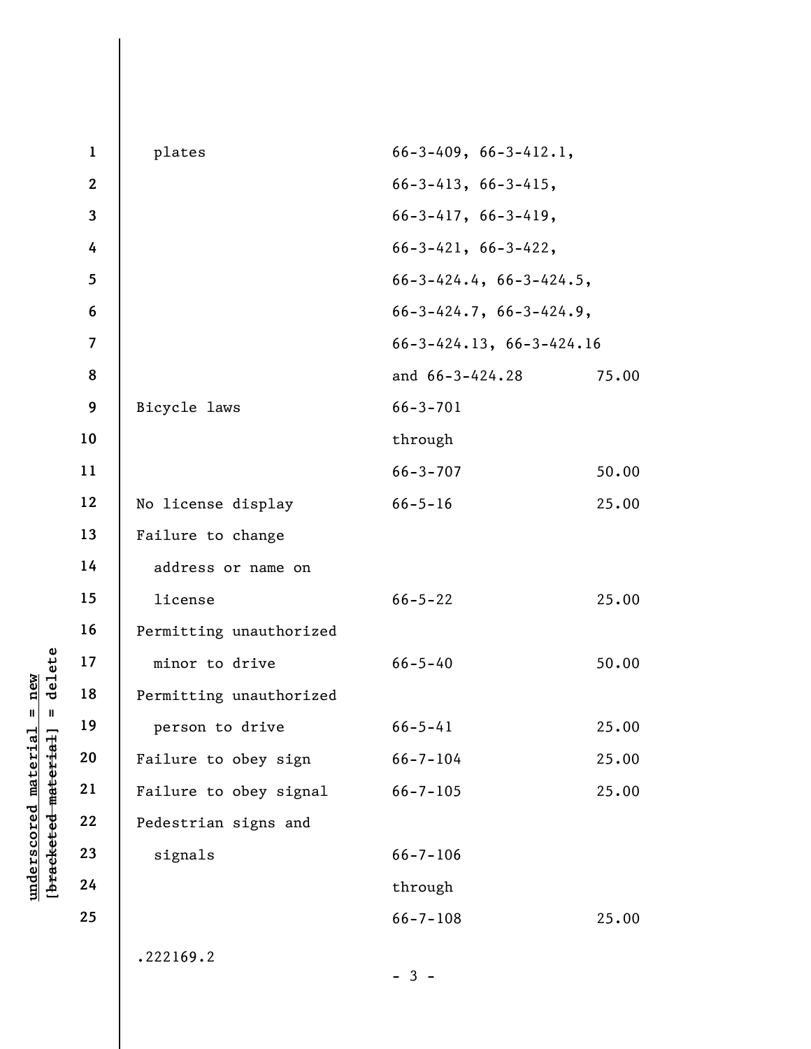| | | |
|---|---|---|
| plates | 66-3-409, 66-3-412.1, 66-3-413, 66-3-415, 66-3-417, 66-3-419, 66-3-421, 66-3-422, 66-3-424.4, 66-3-424.5, 66-3-424.7, 66-3-424.9, 66-3-424.13, 66-3-424.16 and 66-3-424.28 | 75.00 |
| Bicycle laws | 66-3-701 through 66-3-707 | 50.00 |
| No license display | 66-5-16 | 25.00 |
| Failure to change address or name on license | 66-5-22 | 25.00 |
| Permitting unauthorized minor to drive | 66-5-40 | 50.00 |
| Permitting unauthorized person to drive | 66-5-41 | 25.00 |
| Failure to obey sign | 66-7-104 | 25.00 |
| Failure to obey signal | 66-7-105 | 25.00 |
| Pedestrian signs and signals | 66-7-106 through 66-7-108 | 25.00 |

.222169.2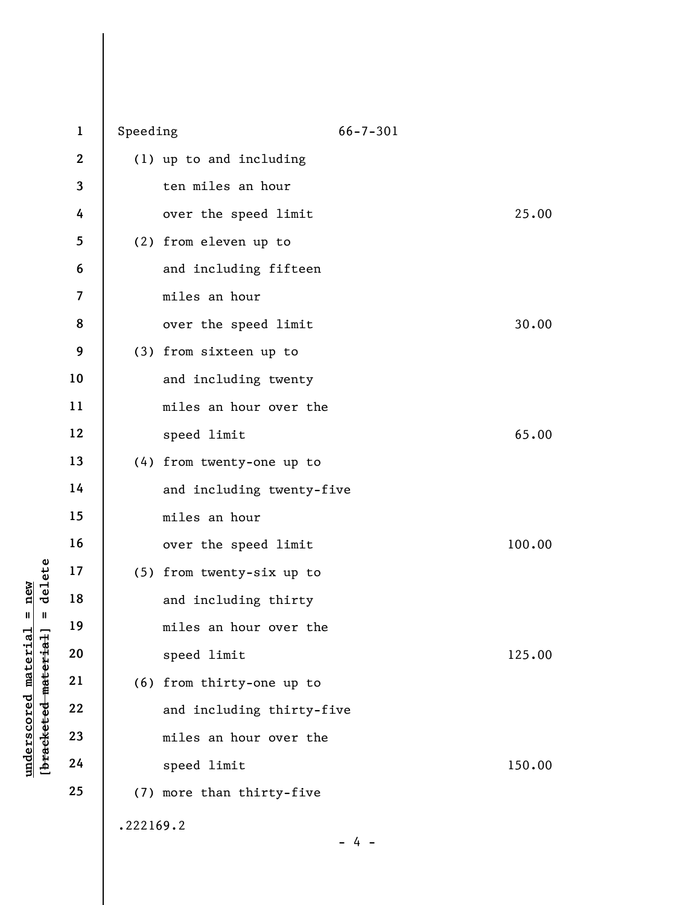| | | |
|---|---|---|
| Speeding | 66-7-301 | |
| (1) up to and including ten miles an hour over the speed limit | | 25.00 |
| (2) from eleven up to and including fifteen miles an hour over the speed limit | | 30.00 |
| (3) from sixteen up to and including twenty miles an hour over the speed limit | | 65.00 |
| (4) from twenty-one up to and including twenty-five miles an hour over the speed limit | | 100.00 |
| (5) from twenty-six up to and including thirty miles an hour over the speed limit | | 125.00 |
| (6) from thirty-one up to and including thirty-five miles an hour over the speed limit | | 150.00 |
| (7) more than thirty-five | | |

.222169.2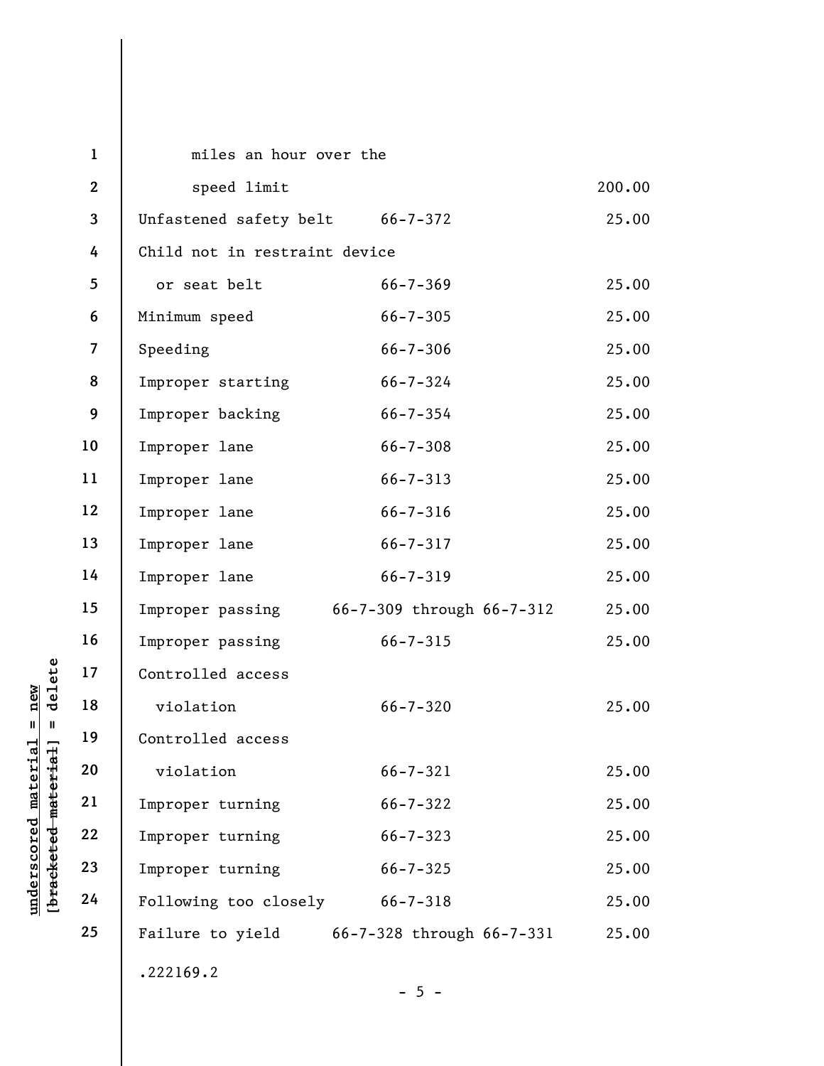| | | |
|---|---|---|
| miles an hour over the speed limit | | 200.00 |
| Unfastened safety belt | 66-7-372 | 25.00 |
| Child not in restraint device or seat belt | 66-7-369 | 25.00 |
| Minimum speed | 66-7-305 | 25.00 |
| Speeding | 66-7-306 | 25.00 |
| Improper starting | 66-7-324 | 25.00 |
| Improper backing | 66-7-354 | 25.00 |
| Improper lane | 66-7-308 | 25.00 |
| Improper lane | 66-7-313 | 25.00 |
| Improper lane | 66-7-316 | 25.00 |
| Improper lane | 66-7-317 | 25.00 |
| Improper lane | 66-7-319 | 25.00 |
| Improper passing | 66-7-309 through 66-7-312 | 25.00 |
| Improper passing | 66-7-315 | 25.00 |
| Controlled access violation | 66-7-320 | 25.00 |
| Controlled access violation | 66-7-321 | 25.00 |
| Improper turning | 66-7-322 | 25.00 |
| Improper turning | 66-7-323 | 25.00 |
| Improper turning | 66-7-325 | 25.00 |
| Following too closely | 66-7-318 | 25.00 |
| Failure to yield | 66-7-328 through 66-7-331 | 25.00 |

.222169.2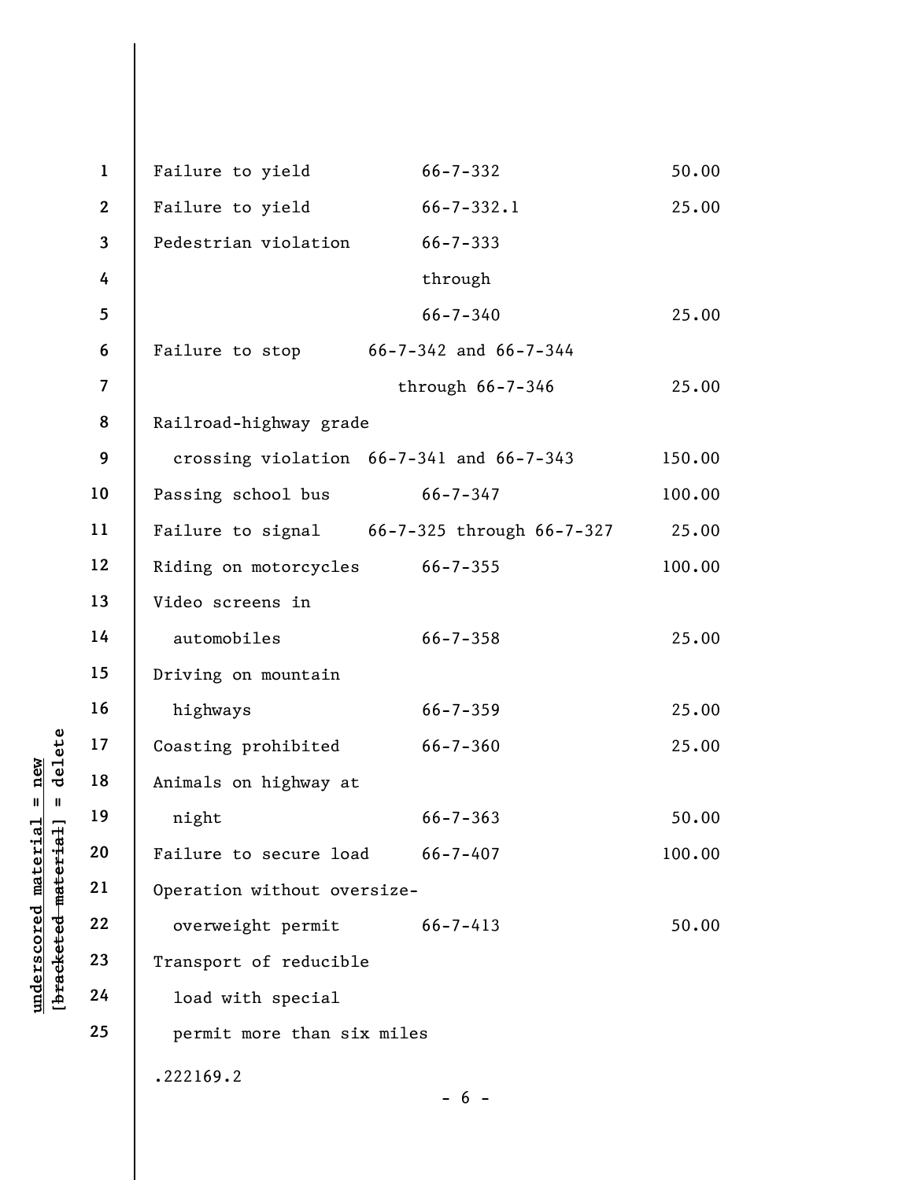| | | |
|---|---|---|
| Failure to yield | 66-7-332 | 50.00 |
| Failure to yield | 66-7-332.1 | 25.00 |
| Pedestrian violation | 66-7-333 through 66-7-340 | 25.00 |
| Failure to stop | 66-7-342 and 66-7-344 through 66-7-346 | 25.00 |
| Railroad-highway grade crossing violation | 66-7-341 and 66-7-343 | 150.00 |
| Passing school bus | 66-7-347 | 100.00 |
| Failure to signal | 66-7-325 through 66-7-327 | 25.00 |
| Riding on motorcycles | 66-7-355 | 100.00 |
| Video screens in automobiles | 66-7-358 | 25.00 |
| Driving on mountain highways | 66-7-359 | 25.00 |
| Coasting prohibited | 66-7-360 | 25.00 |
| Animals on highway at night | 66-7-363 | 50.00 |
| Failure to secure load | 66-7-407 | 100.00 |
| Operation without oversize-overweight permit | 66-7-413 | 50.00 |
| Transport of reducible load with special permit more than six miles | | |

.222169.2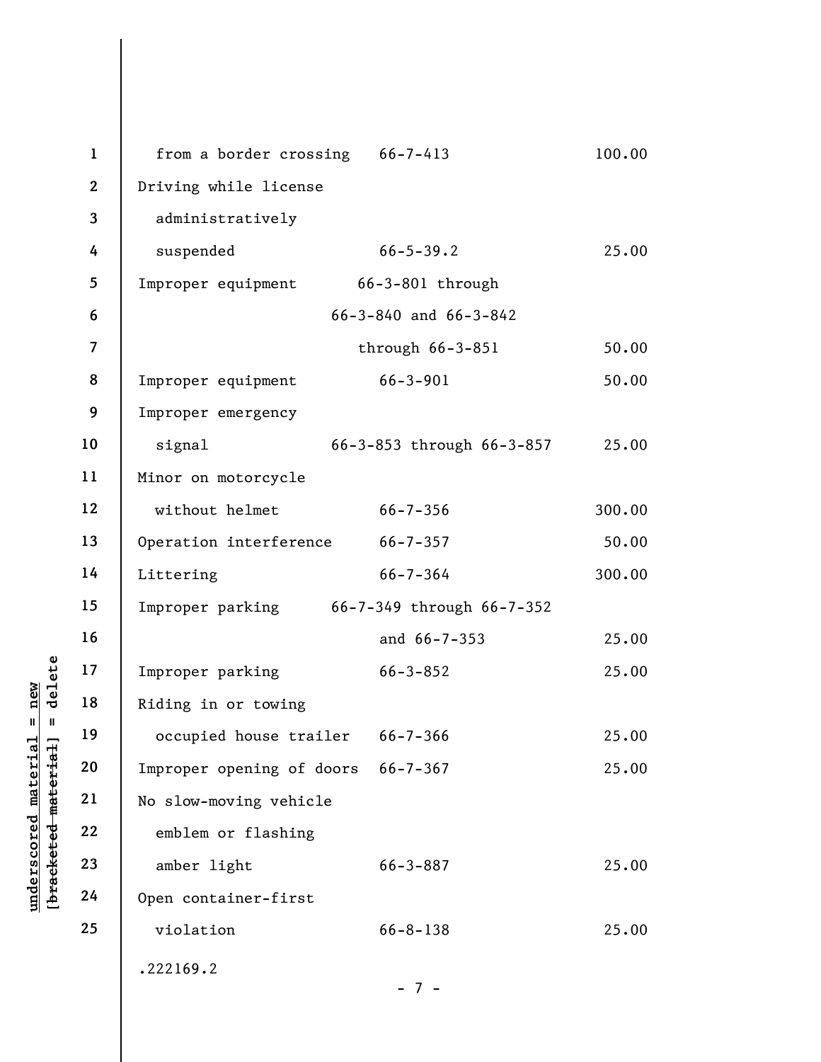| | | |
|---|---|---|
| from a border crossing | 66-7-413 | 100.00 |
| Driving while license administratively suspended | 66-5-39.2 | 25.00 |
| Improper equipment | 66-3-801 through 66-3-840 and 66-3-842 through 66-3-851 | 50.00 |
| Improper equipment | 66-3-901 | 50.00 |
| Improper emergency signal | 66-3-853 through 66-3-857 | 25.00 |
| Minor on motorcycle without helmet | 66-7-356 | 300.00 |
| Operation interference | 66-7-357 | 50.00 |
| Littering | 66-7-364 | 300.00 |
| Improper parking | 66-7-349 through 66-7-352 and 66-7-353 | 25.00 |
| Improper parking | 66-3-852 | 25.00 |
| Riding in or towing occupied house trailer | 66-7-366 | 25.00 |
| Improper opening of doors | 66-7-367 | 25.00 |
| No slow-moving vehicle emblem or flashing amber light | 66-3-887 | 25.00 |
| Open container-first violation | 66-8-138 | 25.00 |

.222169.2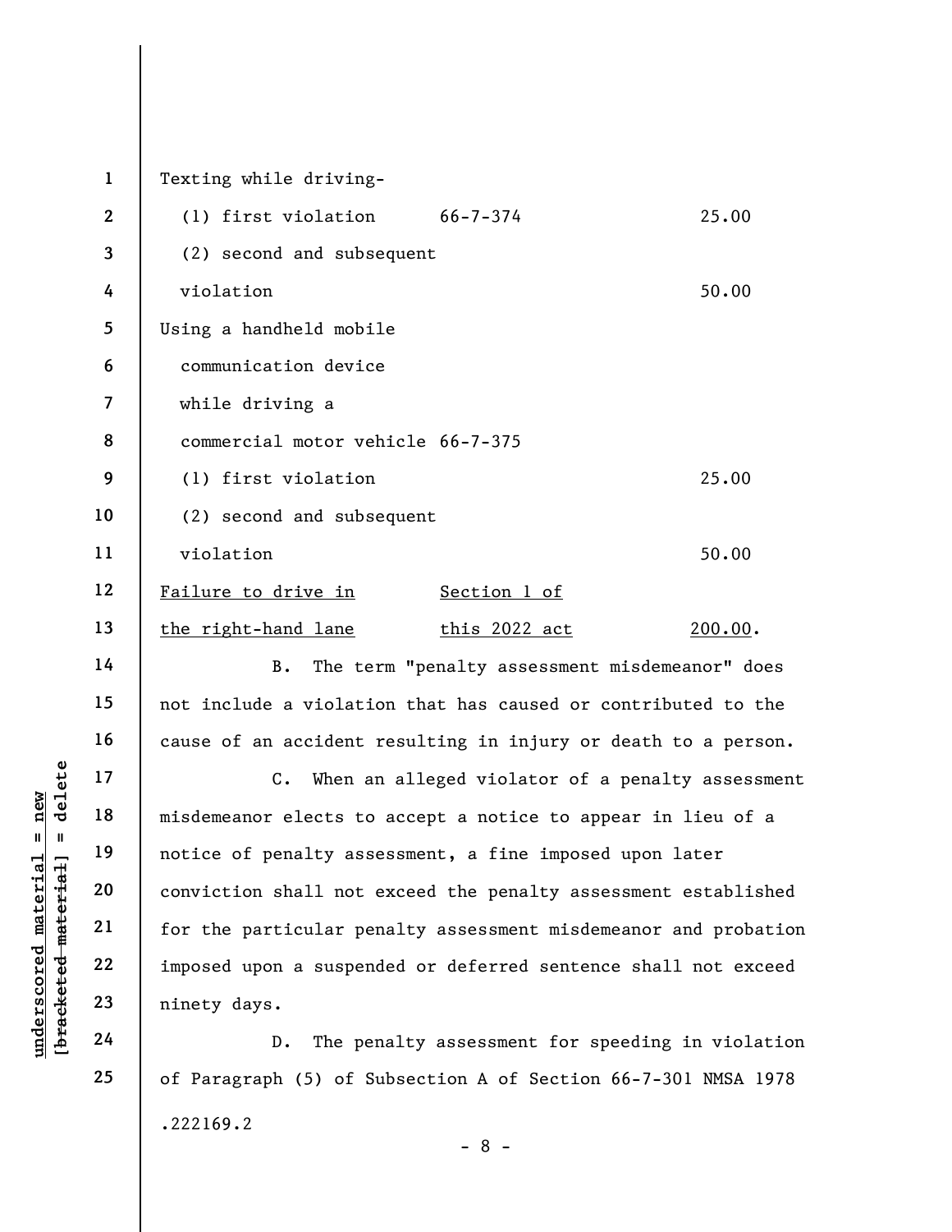| | | |
|---|---|---|
| Texting while driving- | | |
| (1) first violation | 66-7-374 | 25.00 |
| (2) second and subsequent violation | | 50.00 |
| Using a handheld mobile communication device while driving a commercial motor vehicle | 66-7-375 | |
| (1) first violation | | 25.00 |
| (2) second and subsequent violation | | 50.00 |
| Failure to drive in the right-hand lane | Section 1 of this 2022 act | 200.00. |

B. The term "penalty assessment misdemeanor" does not include a violation that has caused or contributed to the cause of an accident resulting in injury or death to a person.

C. When an alleged violator of a penalty assessment misdemeanor elects to accept a notice to appear in lieu of a notice of penalty assessment, a fine imposed upon later conviction shall not exceed the penalty assessment established for the particular penalty assessment misdemeanor and probation imposed upon a suspended or deferred sentence shall not exceed ninety days.

D. The penalty assessment for speeding in violation of Paragraph (5) of Subsection A of Section 66-7-301 NMSA 1978

.222169.2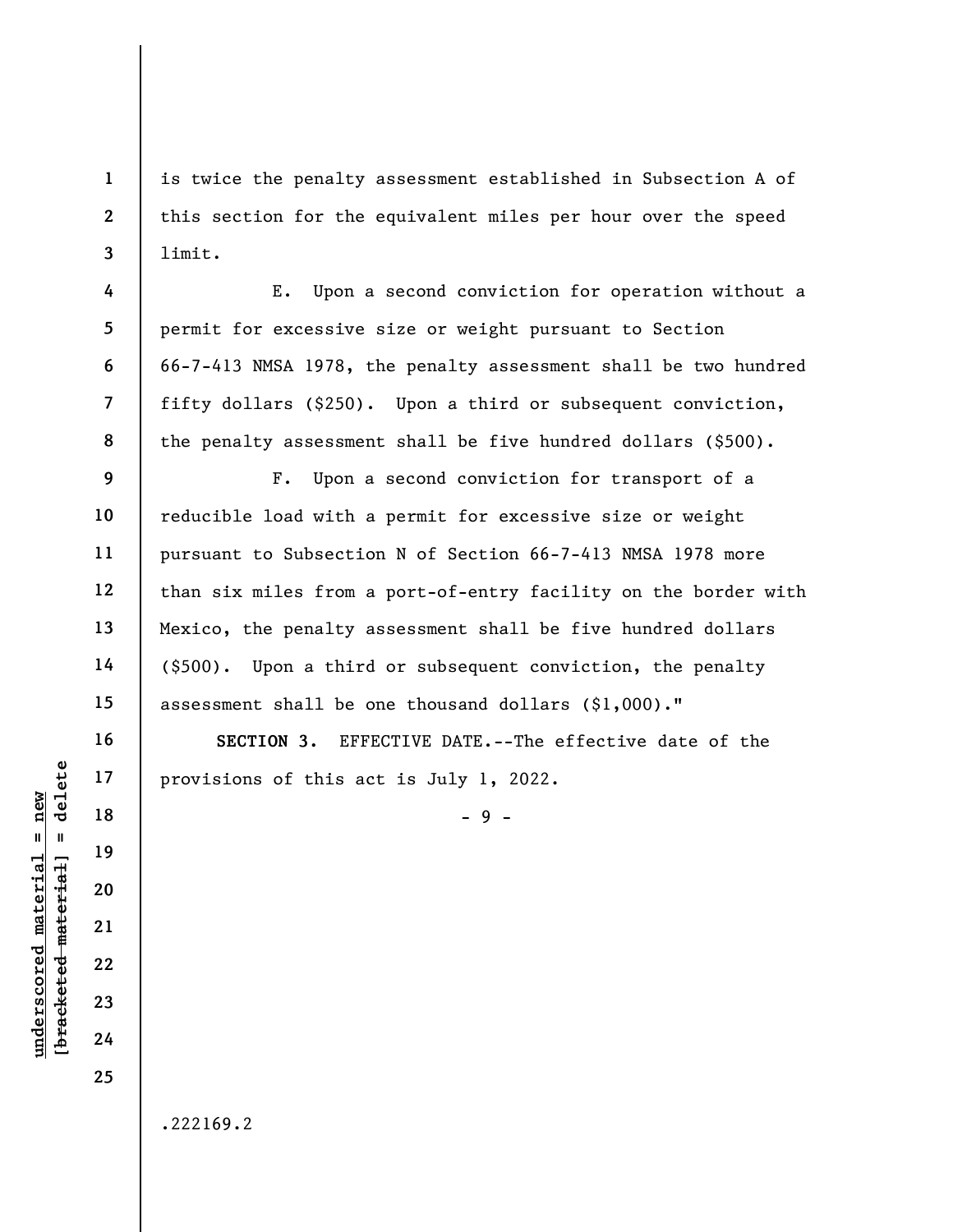is twice the penalty assessment established in Subsection A of this section for the equivalent miles per hour over the speed limit.

E. Upon a second conviction for operation without a permit for excessive size or weight pursuant to Section 66-7-413 NMSA 1978, the penalty assessment shall be two hundred fifty dollars ($250). Upon a third or subsequent conviction, the penalty assessment shall be five hundred dollars ($500).

F. Upon a second conviction for transport of a reducible load with a permit for excessive size or weight pursuant to Subsection N of Section 66-7-413 NMSA 1978 more than six miles from a port-of-entry facility on the border with Mexico, the penalty assessment shall be five hundred dollars ($500). Upon a third or subsequent conviction, the penalty assessment shall be one thousand dollars ($1,000)."

**SECTION 3.** EFFECTIVE DATE.--The effective date of the provisions of this act is July 1, 2022.

.222169.2